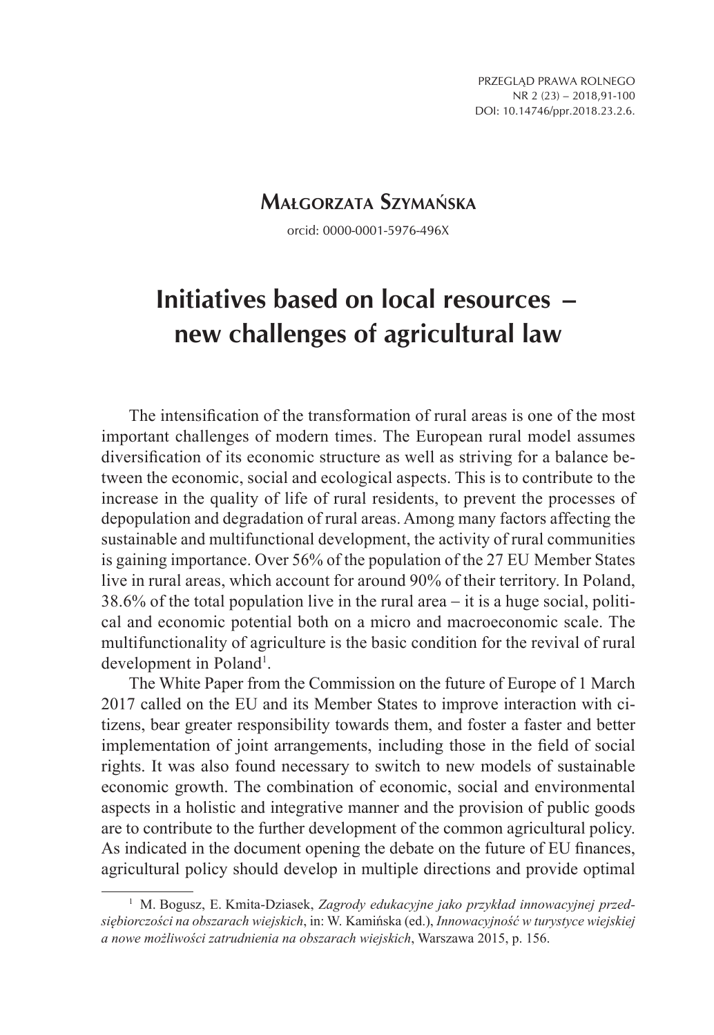**Małgorzata Szymańska**

orcid: 0000-0001-5976-496X

# Initiatives based on local resources – new challenges of agricultural law

The intensification of the transformation of rural areas is one of the most important challenges of modern times. The European rural model assumes diversification of its economic structure as well as striving for a balance between the economic, social and ecological aspects. This is to contribute to the increase in the quality of life of rural residents, to prevent the processes of depopulation and degradation of rural areas. Among many factors affecting the sustainable and multifunctional development, the activity of rural communities is gaining importance. Over 56% of the population of the 27 EU Member States live in rural areas, which account for around 90% of their territory. In Poland, 38.6% of the total population live in the rural area – it is a huge social, political and economic potential both on a micro and macroeconomic scale. The multifunctionality of agriculture is the basic condition for the revival of rural development in Poland[1].

The White Paper from the Commission on the future of Europe of 1 March 2017 called on the EU and its Member States to improve interaction with citizens, bear greater responsibility towards them, and foster a faster and better implementation of joint arrangements, including those in the field of social rights. It was also found necessary to switch to new models of sustainable economic growth. The combination of economic, social and environmental aspects in a holistic and integrative manner and the provision of public goods are to contribute to the further development of the common agricultural policy. As indicated in the document opening the debate on the future of EU finances, agricultural policy should develop in multiple directions and provide optimal

[1] M. Bogusz, E. Kmita-Dziasek, *Zagrody edukacyjne jako przykład innowacyjnej przedsiębiorczości na obszarach wiejskich*, in: W. Kamińska (ed.), *Innowacyjność w turystyce wiejskiej a nowe możliwości zatrudnienia na obszarach wiejskich*, Warszawa 2015, p. 156.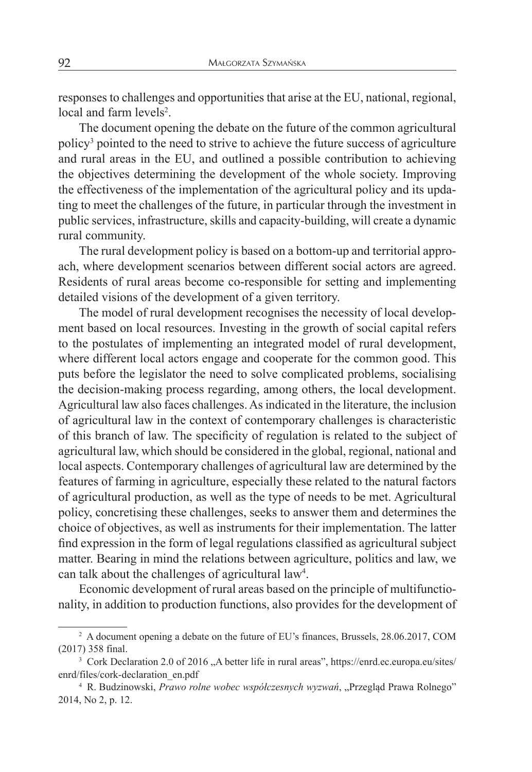responses to challenges and opportunities that arise at the EU, national, regional, local and farm levels[2].

The document opening the debate on the future of the common agricultural policy[3] pointed to the need to strive to achieve the future success of agriculture and rural areas in the EU, and outlined a possible contribution to achieving the objectives determining the development of the whole society. Improving the effectiveness of the implementation of the agricultural policy and its updating to meet the challenges of the future, in particular through the investment in public services, infrastructure, skills and capacity-building, will create a dynamic rural community.

The rural development policy is based on a bottom-up and territorial approach, where development scenarios between different social actors are agreed. Residents of rural areas become co-responsible for setting and implementing detailed visions of the development of a given territory.

The model of rural development recognises the necessity of local development based on local resources. Investing in the growth of social capital refers to the postulates of implementing an integrated model of rural development, where different local actors engage and cooperate for the common good. This puts before the legislator the need to solve complicated problems, socialising the decision-making process regarding, among others, the local development. Agricultural law also faces challenges. As indicated in the literature, the inclusion of agricultural law in the context of contemporary challenges is characteristic of this branch of law. The specificity of regulation is related to the subject of agricultural law, which should be considered in the global, regional, national and local aspects. Contemporary challenges of agricultural law are determined by the features of farming in agriculture, especially these related to the natural factors of agricultural production, as well as the type of needs to be met. Agricultural policy, concretising these challenges, seeks to answer them and determines the choice of objectives, as well as instruments for their implementation. The latter find expression in the form of legal regulations classified as agricultural subject matter. Bearing in mind the relations between agriculture, politics and law, we can talk about the challenges of agricultural law[4].

Economic development of rural areas based on the principle of multifunctionality, in addition to production functions, also provides for the development of

---

[2] A document opening a debate on the future of EU's finances, Brussels, 28.06.2017, COM (2017) 358 final.

[3] Cork Declaration 2.0 of 2016 „A better life in rural areas", https://enrd.ec.europa.eu/sites/enrd/files/cork-declaration_en.pdf

[4] R. Budzinowski, *Prawo rolne wobec współczesnych wyzwań*, „Przegląd Prawa Rolnego" 2014, No 2, p. 12.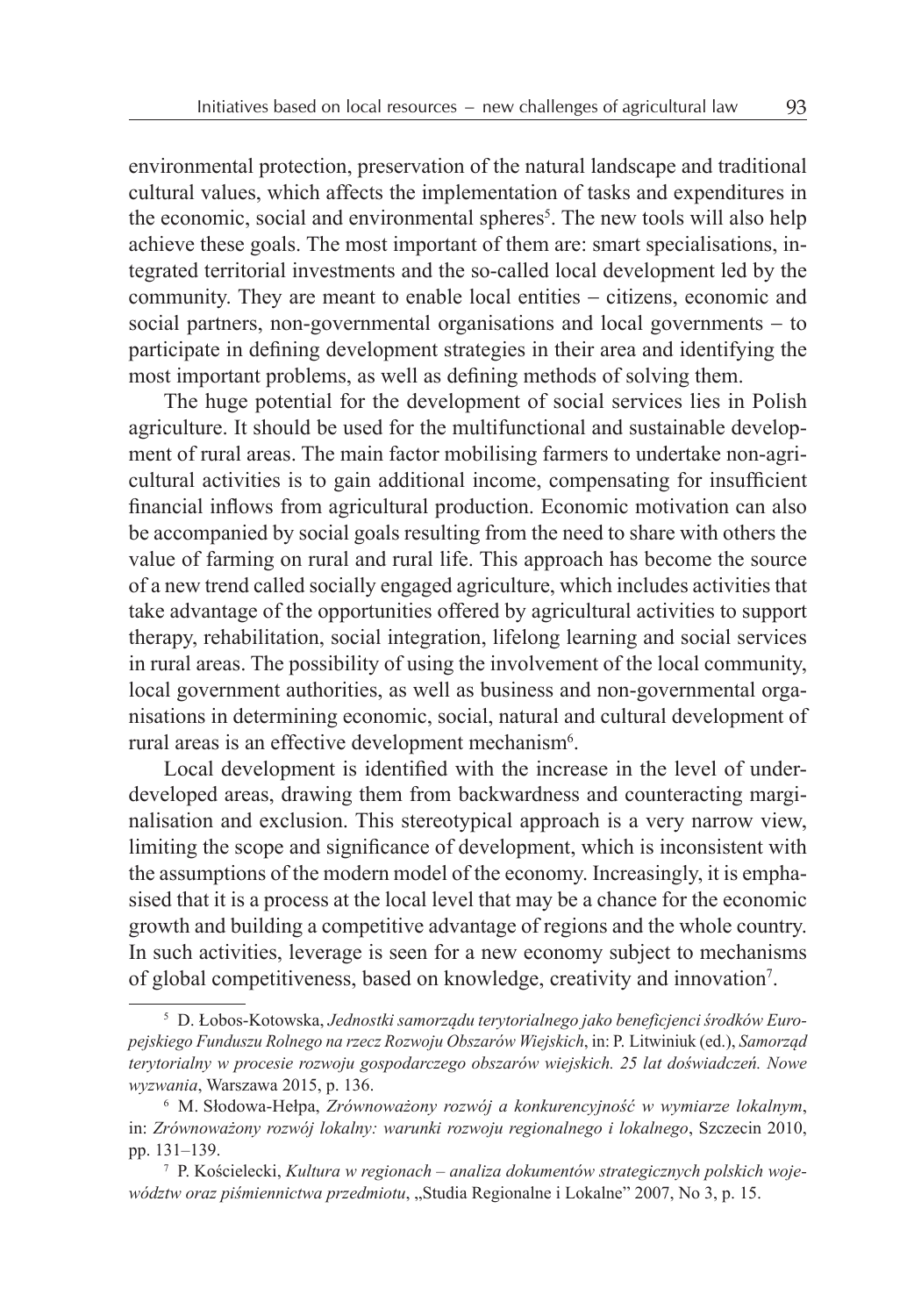environmental protection, preservation of the natural landscape and traditional cultural values, which affects the implementation of tasks and expenditures in the economic, social and environmental spheres[5]. The new tools will also help achieve these goals. The most important of them are: smart specialisations, integrated territorial investments and the so-called local development led by the community. They are meant to enable local entities – citizens, economic and social partners, non-governmental organisations and local governments – to participate in defining development strategies in their area and identifying the most important problems, as well as defining methods of solving them.

The huge potential for the development of social services lies in Polish agriculture. It should be used for the multifunctional and sustainable development of rural areas. The main factor mobilising farmers to undertake non-agricultural activities is to gain additional income, compensating for insufficient financial inflows from agricultural production. Economic motivation can also be accompanied by social goals resulting from the need to share with others the value of farming on rural and rural life. This approach has become the source of a new trend called socially engaged agriculture, which includes activities that take advantage of the opportunities offered by agricultural activities to support therapy, rehabilitation, social integration, lifelong learning and social services in rural areas. The possibility of using the involvement of the local community, local government authorities, as well as business and non-governmental organisations in determining economic, social, natural and cultural development of rural areas is an effective development mechanism[6].

Local development is identified with the increase in the level of underdeveloped areas, drawing them from backwardness and counteracting marginalisation and exclusion. This stereotypical approach is a very narrow view, limiting the scope and significance of development, which is inconsistent with the assumptions of the modern model of the economy. Increasingly, it is emphasised that it is a process at the local level that may be a chance for the economic growth and building a competitive advantage of regions and the whole country. In such activities, leverage is seen for a new economy subject to mechanisms of global competitiveness, based on knowledge, creativity and innovation[7].

---

[5] D. Łobos-Kotowska, *Jednostki samorządu terytorialnego jako beneficjenci środków Europejskiego Funduszu Rolnego na rzecz Rozwoju Obszarów Wiejskich*, in: P. Litwiniuk (ed.), *Samorząd terytorialny w procesie rozwoju gospodarczego obszarów wiejskich. 25 lat doświadczeń. Nowe wyzwania*, Warszawa 2015, p. 136.

[6] M. Słodowa-Hełpa, *Zrównoważony rozwój a konkurencyjność w wymiarze lokalnym*, in: *Zrównoważony rozwój lokalny: warunki rozwoju regionalnego i lokalnego*, Szczecin 2010, pp. 131–139.

[7] P. Kościelecki, *Kultura w regionach – analiza dokumentów strategicznych polskich województw oraz piśmiennictwa przedmiotu*, „Studia Regionalne i Lokalne" 2007, No 3, p. 15.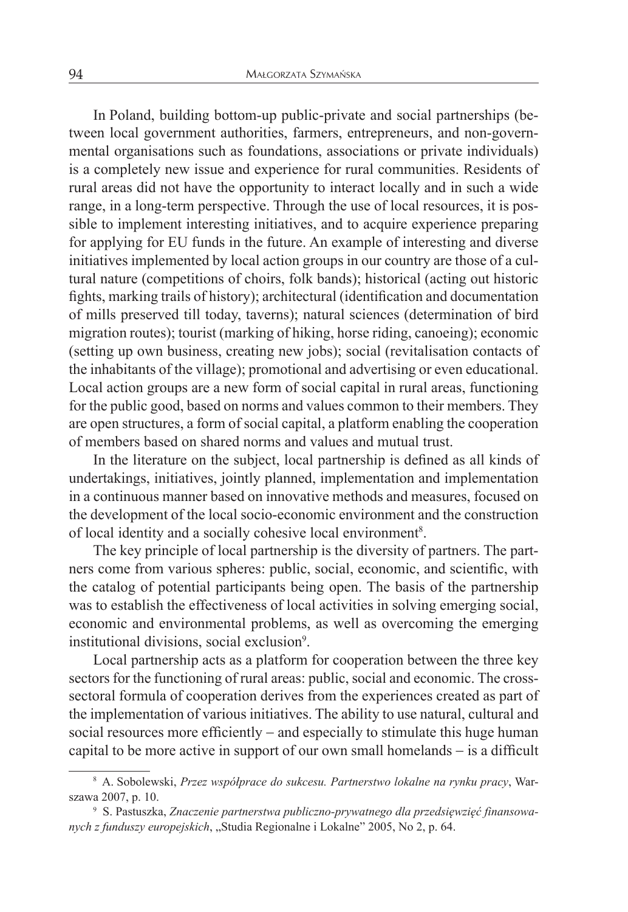In Poland, building bottom-up public-private and social partnerships (between local government authorities, farmers, entrepreneurs, and non-governmental organisations such as foundations, associations or private individuals) is a completely new issue and experience for rural communities. Residents of rural areas did not have the opportunity to interact locally and in such a wide range, in a long-term perspective. Through the use of local resources, it is possible to implement interesting initiatives, and to acquire experience preparing for applying for EU funds in the future. An example of interesting and diverse initiatives implemented by local action groups in our country are those of a cultural nature (competitions of choirs, folk bands); historical (acting out historic fights, marking trails of history); architectural (identification and documentation of mills preserved till today, taverns); natural sciences (determination of bird migration routes); tourist (marking of hiking, horse riding, canoeing); economic (setting up own business, creating new jobs); social (revitalisation contacts of the inhabitants of the village); promotional and advertising or even educational. Local action groups are a new form of social capital in rural areas, functioning for the public good, based on norms and values common to their members. They are open structures, a form of social capital, a platform enabling the cooperation of members based on shared norms and values and mutual trust.

In the literature on the subject, local partnership is defined as all kinds of undertakings, initiatives, jointly planned, implementation and implementation in a continuous manner based on innovative methods and measures, focused on the development of the local socio-economic environment and the construction of local identity and a socially cohesive local environment[8].

The key principle of local partnership is the diversity of partners. The partners come from various spheres: public, social, economic, and scientific, with the catalog of potential participants being open. The basis of the partnership was to establish the effectiveness of local activities in solving emerging social, economic and environmental problems, as well as overcoming the emerging institutional divisions, social exclusion[9].

Local partnership acts as a platform for cooperation between the three key sectors for the functioning of rural areas: public, social and economic. The cross-sectoral formula of cooperation derives from the experiences created as part of the implementation of various initiatives. The ability to use natural, cultural and social resources more efficiently – and especially to stimulate this huge human capital to be more active in support of our own small homelands – is a difficult

---

[8] A. Sobolewski, *Przez współprace do sukcesu. Partnerstwo lokalne na rynku pracy*, Warszawa 2007, p. 10.

[9] S. Pastuszka, *Znaczenie partnerstwa publiczno-prywatnego dla przedsięwzięć finansowanych z funduszy europejskich*, „Studia Regionalne i Lokalne" 2005, No 2, p. 64.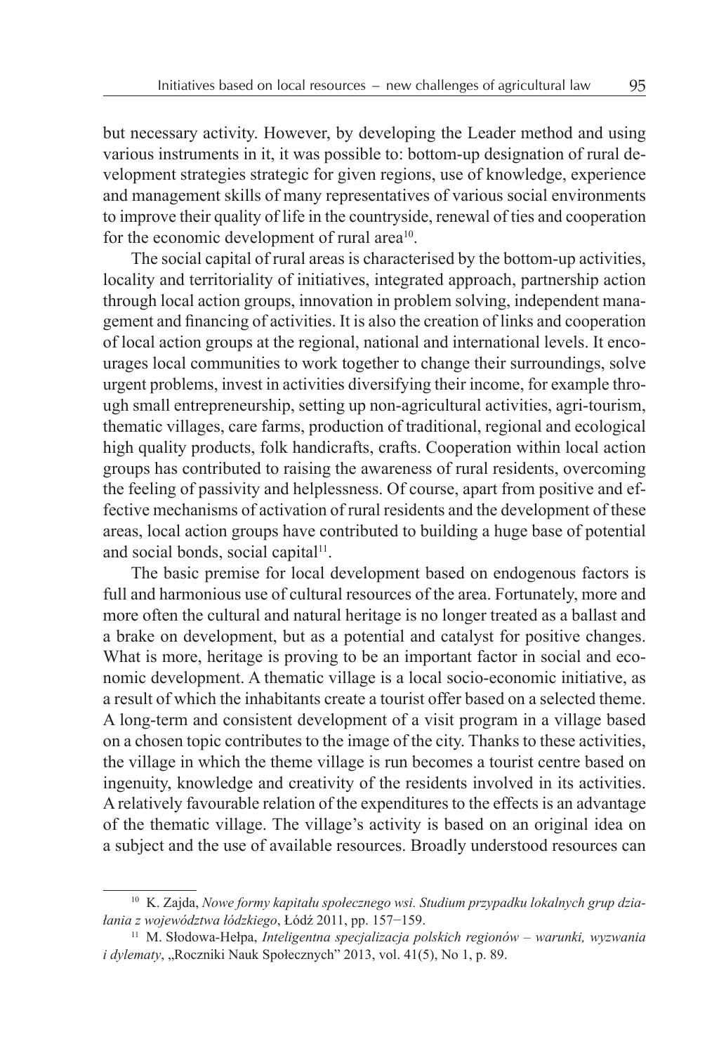but necessary activity. However, by developing the Leader method and using various instruments in it, it was possible to: bottom-up designation of rural development strategies strategic for given regions, use of knowledge, experience and management skills of many representatives of various social environments to improve their quality of life in the countryside, renewal of ties and cooperation for the economic development of rural area[10].

The social capital of rural areas is characterised by the bottom-up activities, locality and territoriality of initiatives, integrated approach, partnership action through local action groups, innovation in problem solving, independent management and financing of activities. It is also the creation of links and cooperation of local action groups at the regional, national and international levels. It encourages local communities to work together to change their surroundings, solve urgent problems, invest in activities diversifying their income, for example through small entrepreneurship, setting up non-agricultural activities, agri-tourism, thematic villages, care farms, production of traditional, regional and ecological high quality products, folk handicrafts, crafts. Cooperation within local action groups has contributed to raising the awareness of rural residents, overcoming the feeling of passivity and helplessness. Of course, apart from positive and effective mechanisms of activation of rural residents and the development of these areas, local action groups have contributed to building a huge base of potential and social bonds, social capital[11].

The basic premise for local development based on endogenous factors is full and harmonious use of cultural resources of the area. Fortunately, more and more often the cultural and natural heritage is no longer treated as a ballast and a brake on development, but as a potential and catalyst for positive changes. What is more, heritage is proving to be an important factor in social and economic development. A thematic village is a local socio-economic initiative, as a result of which the inhabitants create a tourist offer based on a selected theme. A long-term and consistent development of a visit program in a village based on a chosen topic contributes to the image of the city. Thanks to these activities, the village in which the theme village is run becomes a tourist centre based on ingenuity, knowledge and creativity of the residents involved in its activities. A relatively favourable relation of the expenditures to the effects is an advantage of the thematic village. The village's activity is based on an original idea on a subject and the use of available resources. Broadly understood resources can

---

[10] K. Zajda, *Nowe formy kapitału społecznego wsi. Studium przypadku lokalnych grup działania z województwa łódzkiego*, Łódź 2011, pp. 157−159.

[11] M. Słodowa-Hełpa, *Inteligentna specjalizacja polskich regionów – warunki, wyzwania i dylematy*, „Roczniki Nauk Społecznych" 2013, vol. 41(5), No 1, p. 89.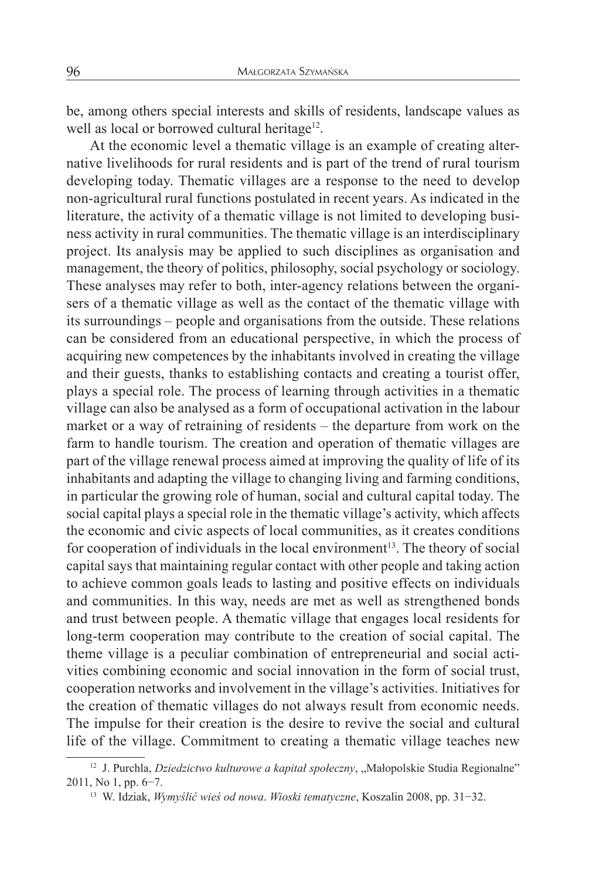be, among others special interests and skills of residents, landscape values as well as local or borrowed cultural heritage[12].

At the economic level a thematic village is an example of creating alternative livelihoods for rural residents and is part of the trend of rural tourism developing today. Thematic villages are a response to the need to develop non-agricultural rural functions postulated in recent years. As indicated in the literature, the activity of a thematic village is not limited to developing business activity in rural communities. The thematic village is an interdisciplinary project. Its analysis may be applied to such disciplines as organisation and management, the theory of politics, philosophy, social psychology or sociology. These analyses may refer to both, inter-agency relations between the organisers of a thematic village as well as the contact of the thematic village with its surroundings – people and organisations from the outside. These relations can be considered from an educational perspective, in which the process of acquiring new competences by the inhabitants involved in creating the village and their guests, thanks to establishing contacts and creating a tourist offer, plays a special role. The process of learning through activities in a thematic village can also be analysed as a form of occupational activation in the labour market or a way of retraining of residents – the departure from work on the farm to handle tourism. The creation and operation of thematic villages are part of the village renewal process aimed at improving the quality of life of its inhabitants and adapting the village to changing living and farming conditions, in particular the growing role of human, social and cultural capital today. The social capital plays a special role in the thematic village's activity, which affects the economic and civic aspects of local communities, as it creates conditions for cooperation of individuals in the local environment[13]. The theory of social capital says that maintaining regular contact with other people and taking action to achieve common goals leads to lasting and positive effects on individuals and communities. In this way, needs are met as well as strengthened bonds and trust between people. A thematic village that engages local residents for long-term cooperation may contribute to the creation of social capital. The theme village is a peculiar combination of entrepreneurial and social activities combining economic and social innovation in the form of social trust, cooperation networks and involvement in the village's activities. Initiatives for the creation of thematic villages do not always result from economic needs. The impulse for their creation is the desire to revive the social and cultural life of the village. Commitment to creating a thematic village teaches new

[12] J. Purchla, *Dziedzictwo kulturowe a kapitał społeczny*, „Małopolskie Studia Regionalne" 2011, No 1, pp. 6–7.

[13] W. Idziak, *Wymyślić wieś od nowa*. *Wioski tematyczne*, Koszalin 2008, pp. 31–32.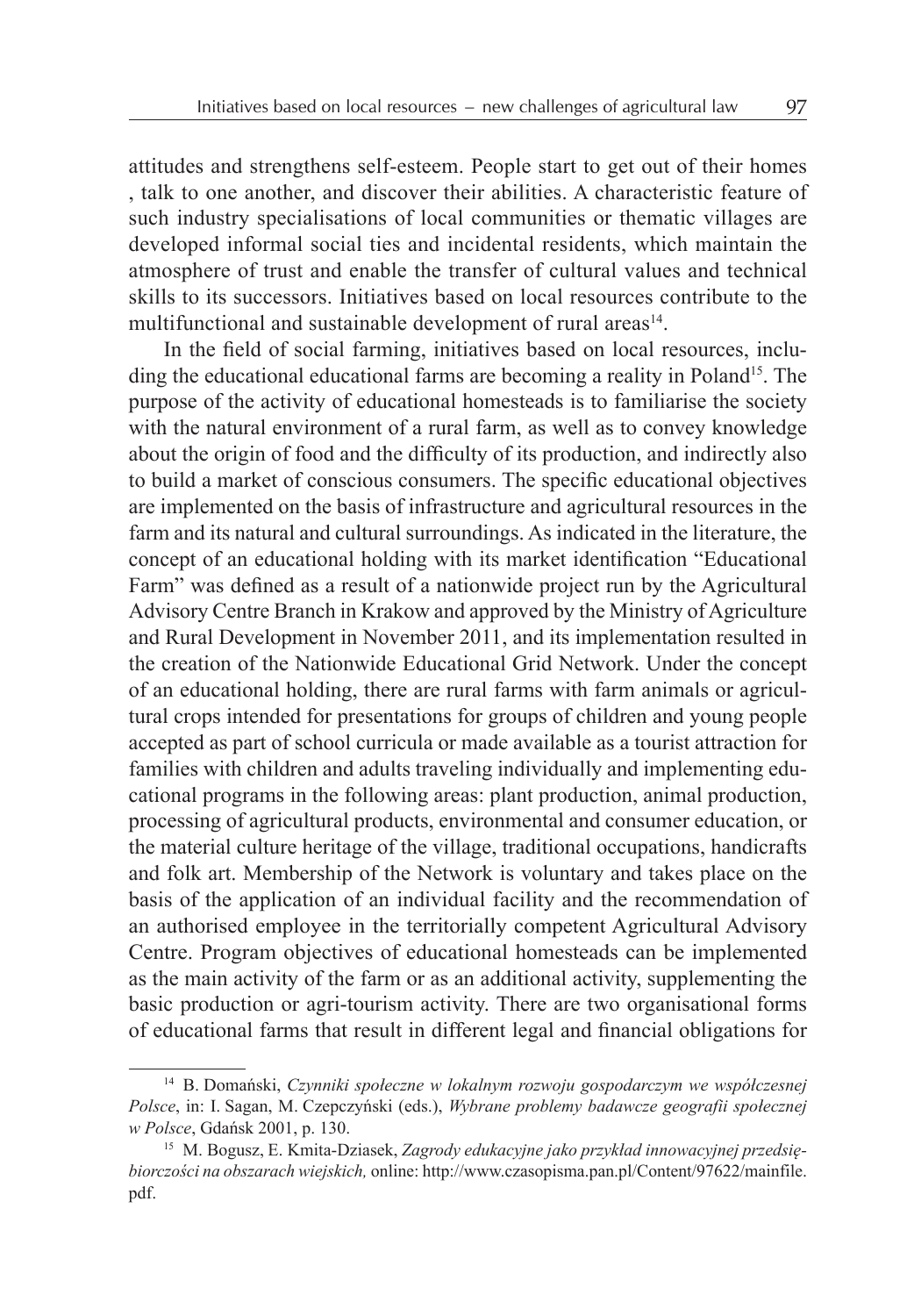attitudes and strengthens self-esteem. People start to get out of their homes , talk to one another, and discover their abilities. A characteristic feature of such industry specialisations of local communities or thematic villages are developed informal social ties and incidental residents, which maintain the atmosphere of trust and enable the transfer of cultural values and technical skills to its successors. Initiatives based on local resources contribute to the multifunctional and sustainable development of rural areas[14].

In the field of social farming, initiatives based on local resources, including the educational educational farms are becoming a reality in Poland[15]. The purpose of the activity of educational homesteads is to familiarise the society with the natural environment of a rural farm, as well as to convey knowledge about the origin of food and the difficulty of its production, and indirectly also to build a market of conscious consumers. The specific educational objectives are implemented on the basis of infrastructure and agricultural resources in the farm and its natural and cultural surroundings. As indicated in the literature, the concept of an educational holding with its market identification "Educational Farm" was defined as a result of a nationwide project run by the Agricultural Advisory Centre Branch in Krakow and approved by the Ministry of Agriculture and Rural Development in November 2011, and its implementation resulted in the creation of the Nationwide Educational Grid Network. Under the concept of an educational holding, there are rural farms with farm animals or agricultural crops intended for presentations for groups of children and young people accepted as part of school curricula or made available as a tourist attraction for families with children and adults traveling individually and implementing educational programs in the following areas: plant production, animal production, processing of agricultural products, environmental and consumer education, or the material culture heritage of the village, traditional occupations, handicrafts and folk art. Membership of the Network is voluntary and takes place on the basis of the application of an individual facility and the recommendation of an authorised employee in the territorially competent Agricultural Advisory Centre. Program objectives of educational homesteads can be implemented as the main activity of the farm or as an additional activity, supplementing the basic production or agri-tourism activity. There are two organisational forms of educational farms that result in different legal and financial obligations for

---

[14] B. Domański, *Czynniki społeczne w lokalnym rozwoju gospodarczym we współczesnej Polsce*, in: I. Sagan, M. Czepczyński (eds.), *Wybrane problemy badawcze geografii społecznej w Polsce*, Gdańsk 2001, p. 130.

[15] M. Bogusz, E. Kmita-Dziasek, *Zagrody edukacyjne jako przykład innowacyjnej przedsiębiorczości na obszarach wiejskich,* online: http://www.czasopisma.pan.pl/Content/97622/mainfile.pdf.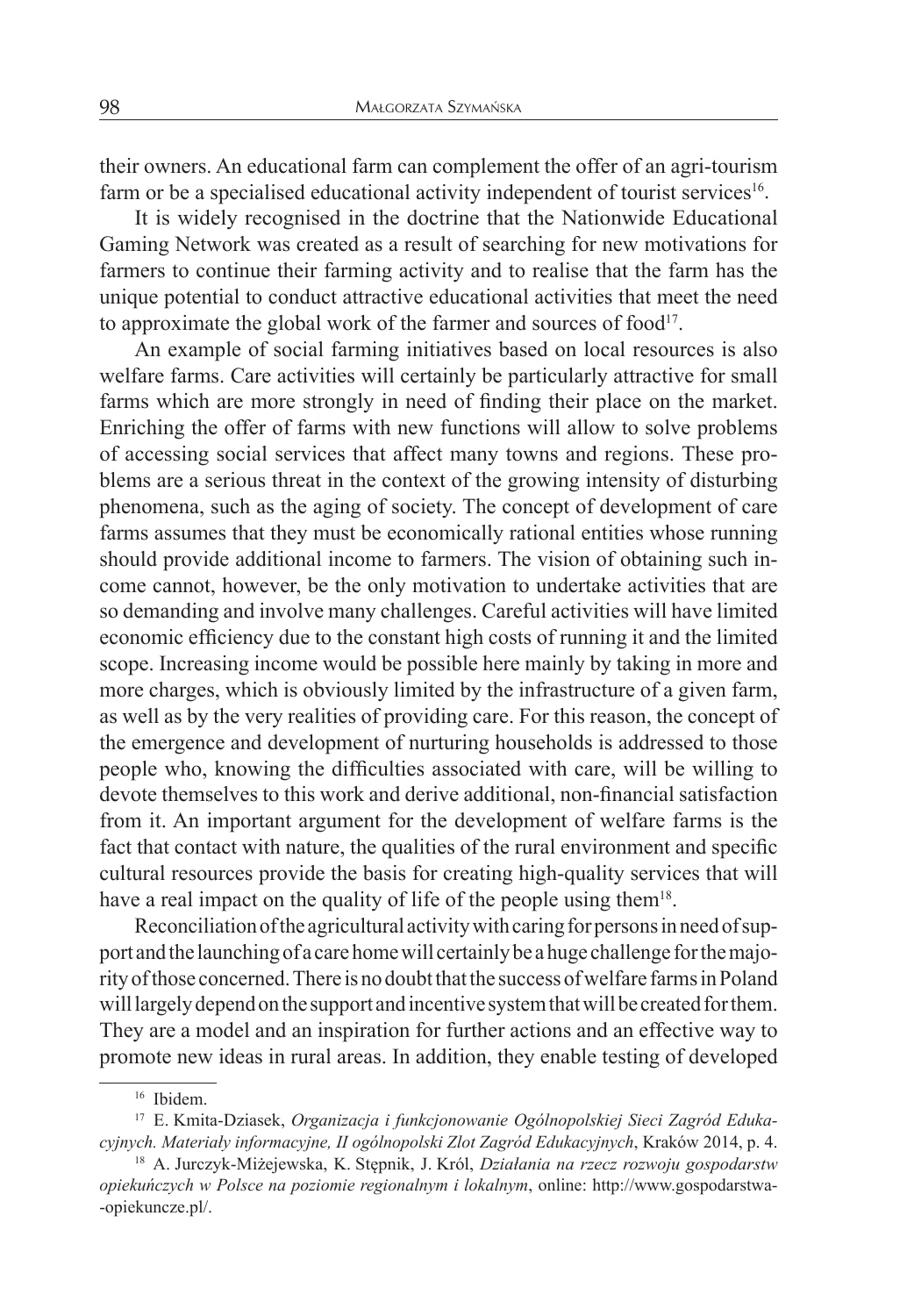their owners. An educational farm can complement the offer of an agri-tourism farm or be a specialised educational activity independent of tourist services[16].

It is widely recognised in the doctrine that the Nationwide Educational Gaming Network was created as a result of searching for new motivations for farmers to continue their farming activity and to realise that the farm has the unique potential to conduct attractive educational activities that meet the need to approximate the global work of the farmer and sources of food[17].

An example of social farming initiatives based on local resources is also welfare farms. Care activities will certainly be particularly attractive for small farms which are more strongly in need of finding their place on the market. Enriching the offer of farms with new functions will allow to solve problems of accessing social services that affect many towns and regions. These problems are a serious threat in the context of the growing intensity of disturbing phenomena, such as the aging of society. The concept of development of care farms assumes that they must be economically rational entities whose running should provide additional income to farmers. The vision of obtaining such income cannot, however, be the only motivation to undertake activities that are so demanding and involve many challenges. Careful activities will have limited economic efficiency due to the constant high costs of running it and the limited scope. Increasing income would be possible here mainly by taking in more and more charges, which is obviously limited by the infrastructure of a given farm, as well as by the very realities of providing care. For this reason, the concept of the emergence and development of nurturing households is addressed to those people who, knowing the difficulties associated with care, will be willing to devote themselves to this work and derive additional, non-financial satisfaction from it. An important argument for the development of welfare farms is the fact that contact with nature, the qualities of the rural environment and specific cultural resources provide the basis for creating high-quality services that will have a real impact on the quality of life of the people using them[18].

Reconciliation of the agricultural activity with caring for persons in need of support and the launching of a care home will certainly be a huge challenge for the majority of those concerned. There is no doubt that the success of welfare farms in Poland will largely depend on the support and incentive system that will be created for them. They are a model and an inspiration for further actions and an effective way to promote new ideas in rural areas. In addition, they enable testing of developed

---

[16] Ibidem.

[17] E. Kmita-Dziasek, *Organizacja i funkcjonowanie Ogólnopolskiej Sieci Zagród Edukacyjnych. Materiały informacyjne, II ogólnopolski Zlot Zagród Edukacyjnych*, Kraków 2014, p. 4.

[18] A. Jurczyk-Miżejewska, K. Stępnik, J. Król, *Działania na rzecz rozwoju gospodarstw opiekuńczych w Polsce na poziomie regionalnym i lokalnym*, online: http://www.gospodarstwa-opiekuncze.pl/.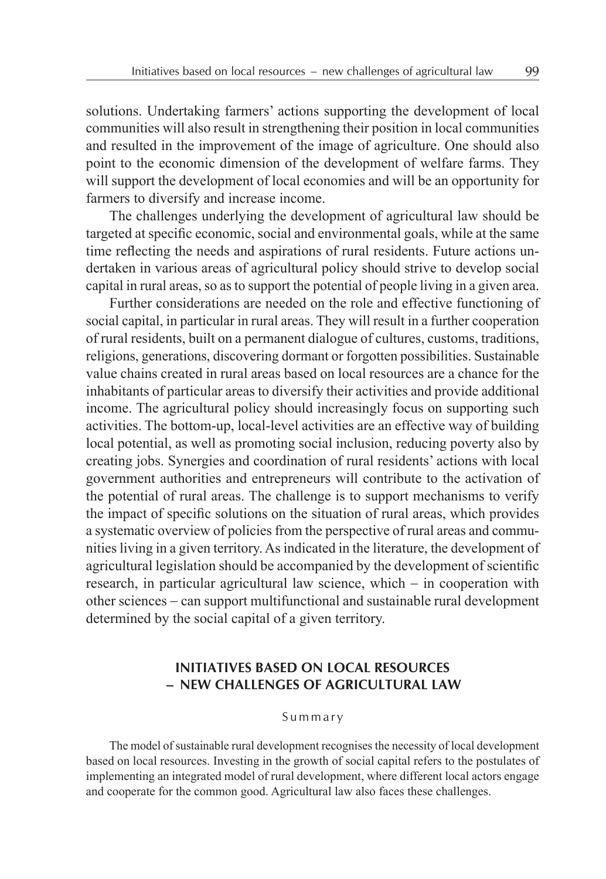solutions. Undertaking farmers' actions supporting the development of local communities will also result in strengthening their position in local communities and resulted in the improvement of the image of agriculture. One should also point to the economic dimension of the development of welfare farms. They will support the development of local economies and will be an opportunity for farmers to diversify and increase income.

The challenges underlying the development of agricultural law should be targeted at specific economic, social and environmental goals, while at the same time reflecting the needs and aspirations of rural residents. Future actions undertaken in various areas of agricultural policy should strive to develop social capital in rural areas, so as to support the potential of people living in a given area.

Further considerations are needed on the role and effective functioning of social capital, in particular in rural areas. They will result in a further cooperation of rural residents, built on a permanent dialogue of cultures, customs, traditions, religions, generations, discovering dormant or forgotten possibilities. Sustainable value chains created in rural areas based on local resources are a chance for the inhabitants of particular areas to diversify their activities and provide additional income. The agricultural policy should increasingly focus on supporting such activities. The bottom-up, local-level activities are an effective way of building local potential, as well as promoting social inclusion, reducing poverty also by creating jobs. Synergies and coordination of rural residents' actions with local government authorities and entrepreneurs will contribute to the activation of the potential of rural areas. The challenge is to support mechanisms to verify the impact of specific solutions on the situation of rural areas, which provides a systematic overview of policies from the perspective of rural areas and communities living in a given territory. As indicated in the literature, the development of agricultural legislation should be accompanied by the development of scientific research, in particular agricultural law science, which – in cooperation with other sciences – can support multifunctional and sustainable rural development determined by the social capital of a given territory.

## INITIATIVES BASED ON LOCAL RESOURCES – NEW CHALLENGES OF AGRICULTURAL LAW

### Summary

The model of sustainable rural development recognises the necessity of local development based on local resources. Investing in the growth of social capital refers to the postulates of implementing an integrated model of rural development, where different local actors engage and cooperate for the common good. Agricultural law also faces these challenges.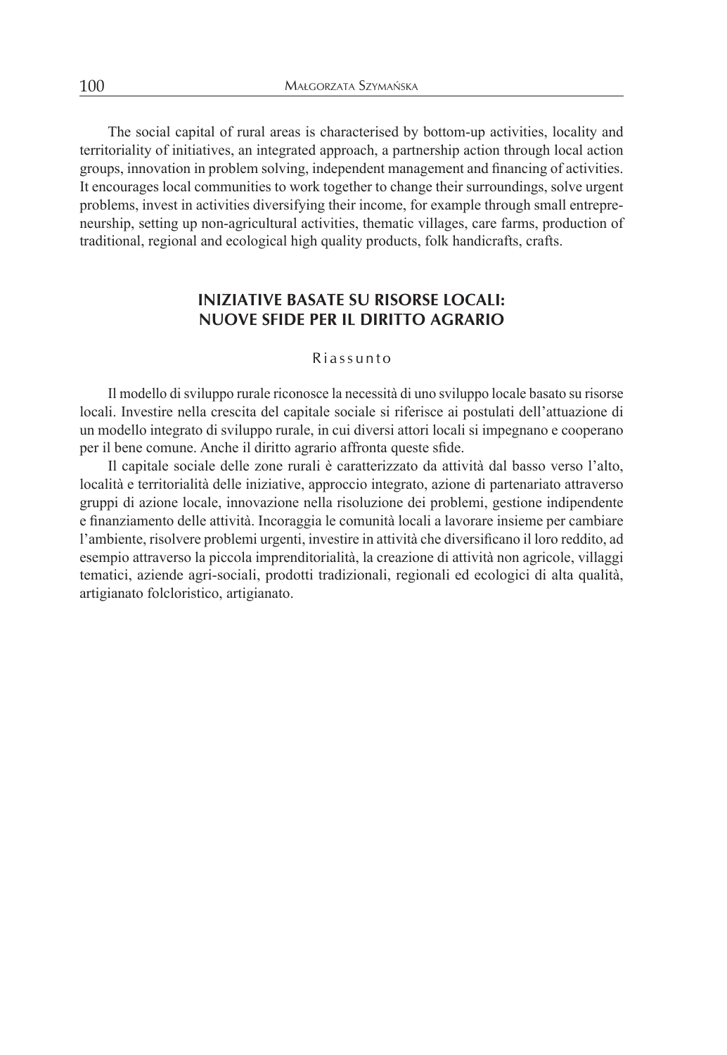The social capital of rural areas is characterised by bottom-up activities, locality and territoriality of initiatives, an integrated approach, a partnership action through local action groups, innovation in problem solving, independent management and financing of activities. It encourages local communities to work together to change their surroundings, solve urgent problems, invest in activities diversifying their income, for example through small entrepreneurship, setting up non-agricultural activities, thematic villages, care farms, production of traditional, regional and ecological high quality products, folk handicrafts, crafts.

## INIZIATIVE BASATE SU RISORSE LOCALI: NUOVE SFIDE PER IL DIRITTO AGRARIO

### Riassunto

Il modello di sviluppo rurale riconosce la necessità di uno sviluppo locale basato su risorse locali. Investire nella crescita del capitale sociale si riferisce ai postulati dell'attuazione di un modello integrato di sviluppo rurale, in cui diversi attori locali si impegnano e cooperano per il bene comune. Anche il diritto agrario affronta queste sfide.

Il capitale sociale delle zone rurali è caratterizzato da attività dal basso verso l'alto, località e territorialità delle iniziative, approccio integrato, azione di partenariato attraverso gruppi di azione locale, innovazione nella risoluzione dei problemi, gestione indipendente e finanziamento delle attività. Incoraggia le comunità locali a lavorare insieme per cambiare l'ambiente, risolvere problemi urgenti, investire in attività che diversificano il loro reddito, ad esempio attraverso la piccola imprenditorialità, la creazione di attività non agricole, villaggi tematici, aziende agri-sociali, prodotti tradizionali, regionali ed ecologici di alta qualità, artigianato folcloristico, artigianato.